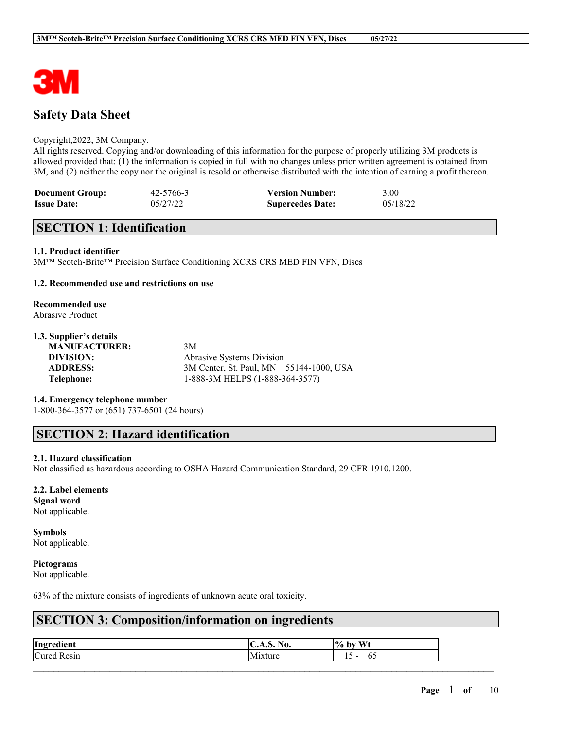3M

# Safety Data Sheet

Copyright,2022, 3M Company.
All rights reserved. Copying and/or downloading of this information for the purpose of properly utilizing 3M products is allowed provided that: (1) the information is copied in full with no changes unless prior written agreement is obtained from 3M, and (2) neither the copy nor the original is resold or otherwise distributed with the intention of earning a profit thereon.

| | | | |
|---|---|---|---|
| **Document Group:** | 42-5766-3 | **Version Number:** | 3.00 |
| **Issue Date:** | 05/27/22 | **Supercedes Date:** | 05/18/22 |

## SECTION 1: Identification

### 1.1. Product identifier

3M™ Scotch-Brite™ Precision Surface Conditioning XCRS CRS MED FIN VFN, Discs

### 1.2. Recommended use and restrictions on use

**Recommended use**
Abrasive Product

### 1.3. Supplier's details

| | |
|---|---|
| **MANUFACTURER:** | 3M |
| **DIVISION:** | Abrasive Systems Division |
| **ADDRESS:** | 3M Center, St. Paul, MN 55144-1000, USA |
| **Telephone:** | 1-888-3M HELPS (1-888-364-3577) |

### 1.4. Emergency telephone number

1-800-364-3577 or (651) 737-6501 (24 hours)

## SECTION 2: Hazard identification

### 2.1. Hazard classification

Not classified as hazardous according to OSHA Hazard Communication Standard, 29 CFR 1910.1200.

### 2.2. Label elements

**Signal word**
Not applicable.

**Symbols**
Not applicable.

**Pictograms**
Not applicable.

63% of the mixture consists of ingredients of unknown acute oral toxicity.

## SECTION 3: Composition/information on ingredients

| Ingredient | C.A.S. No. | % by Wt |
|---|---|---|
| Cured Resin | Mixture | 15 - 65 |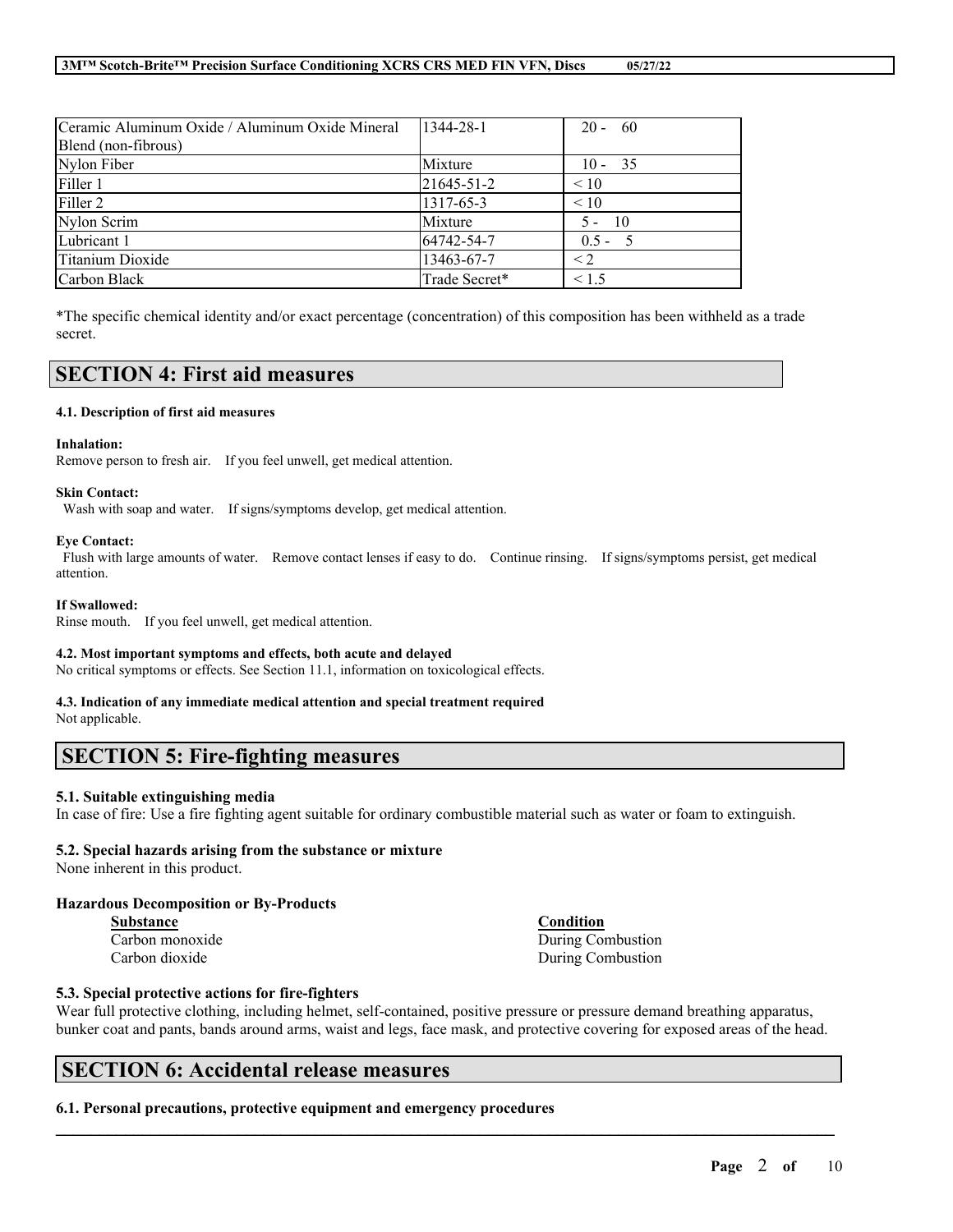| Ceramic Aluminum Oxide / Aluminum Oxide Mineral Blend (non-fibrous) | 1344-28-1 | 20 - 60 |
|---|---|---|
| Nylon Fiber | Mixture | 10 - 35 |
| Filler 1 | 21645-51-2 | < 10 |
| Filler 2 | 1317-65-3 | < 10 |
| Nylon Scrim | Mixture | 5 - 10 |
| Lubricant 1 | 64742-54-7 | 0.5 - 5 |
| Titanium Dioxide | 13463-67-7 | < 2 |
| Carbon Black | Trade Secret* | < 1.5 |

*The specific chemical identity and/or exact percentage (concentration) of this composition has been withheld as a trade secret.

## SECTION 4: First aid measures

#### 4.1. Description of first aid measures

**Inhalation:**
Remove person to fresh air. If you feel unwell, get medical attention.

**Skin Contact:**
Wash with soap and water. If signs/symptoms develop, get medical attention.

**Eye Contact:**
Flush with large amounts of water. Remove contact lenses if easy to do. Continue rinsing. If signs/symptoms persist, get medical attention.

**If Swallowed:**
Rinse mouth. If you feel unwell, get medical attention.

#### 4.2. Most important symptoms and effects, both acute and delayed

No critical symptoms or effects. See Section 11.1, information on toxicological effects.

#### 4.3. Indication of any immediate medical attention and special treatment required

Not applicable.

## SECTION 5: Fire-fighting measures

#### 5.1. Suitable extinguishing media

In case of fire: Use a fire fighting agent suitable for ordinary combustible material such as water or foam to extinguish.

#### 5.2. Special hazards arising from the substance or mixture

None inherent in this product.

**Hazardous Decomposition or By-Products**

| Substance | Condition |
|---|---|
| Carbon monoxide | During Combustion |
| Carbon dioxide | During Combustion |

#### 5.3. Special protective actions for fire-fighters

Wear full protective clothing, including helmet, self-contained, positive pressure or pressure demand breathing apparatus, bunker coat and pants, bands around arms, waist and legs, face mask, and protective covering for exposed areas of the head.

## SECTION 6: Accidental release measures

#### 6.1. Personal precautions, protective equipment and emergency procedures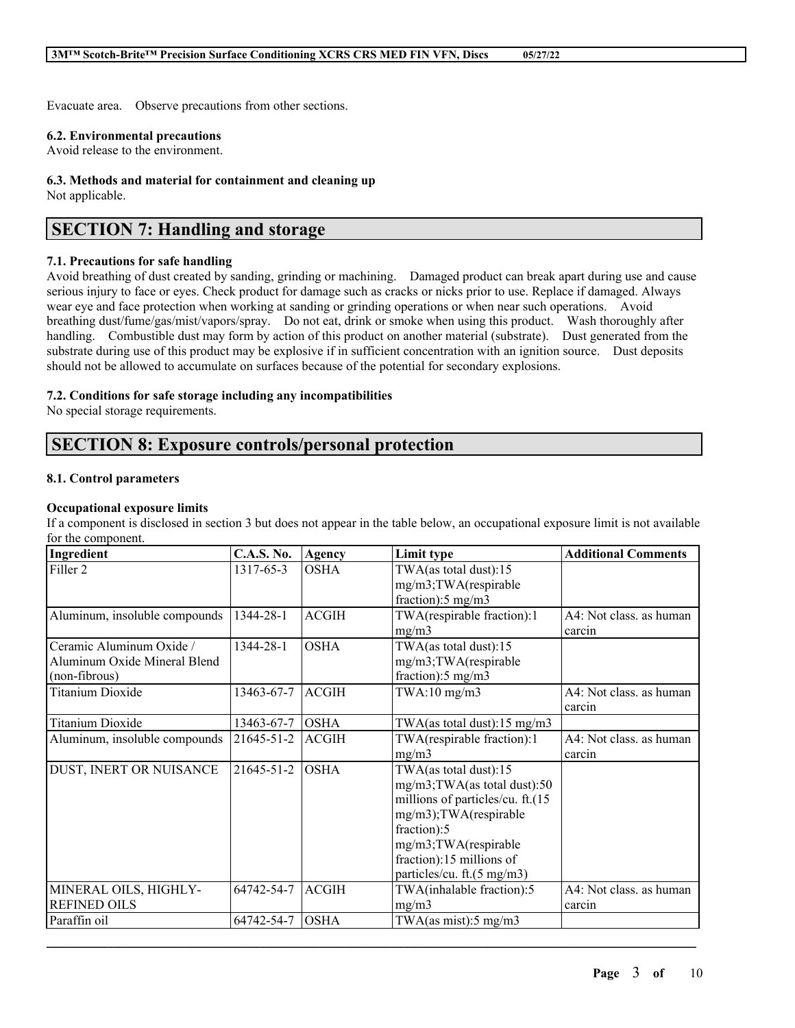Evacuate area. Observe precautions from other sections.

### 6.2. Environmental precautions

Avoid release to the environment.

### 6.3. Methods and material for containment and cleaning up

Not applicable.

## SECTION 7: Handling and storage

### 7.1. Precautions for safe handling

Avoid breathing of dust created by sanding, grinding or machining. Damaged product can break apart during use and cause serious injury to face or eyes. Check product for damage such as cracks or nicks prior to use. Replace if damaged. Always wear eye and face protection when working at sanding or grinding operations or when near such operations. Avoid breathing dust/fume/gas/mist/vapors/spray. Do not eat, drink or smoke when using this product. Wash thoroughly after handling. Combustible dust may form by action of this product on another material (substrate). Dust generated from the substrate during use of this product may be explosive if in sufficient concentration with an ignition source. Dust deposits should not be allowed to accumulate on surfaces because of the potential for secondary explosions.

### 7.2. Conditions for safe storage including any incompatibilities

No special storage requirements.

## SECTION 8: Exposure controls/personal protection

### 8.1. Control parameters

**Occupational exposure limits**

If a component is disclosed in section 3 but does not appear in the table below, an occupational exposure limit is not available for the component.

| Ingredient | C.A.S. No. | Agency | Limit type | Additional Comments |
|---|---|---|---|---|
| Filler 2 | 1317-65-3 | OSHA | TWA(as total dust):15 mg/m3;TWA(respirable fraction):5 mg/m3 | |
| Aluminum, insoluble compounds | 1344-28-1 | ACGIH | TWA(respirable fraction):1 mg/m3 | A4: Not class. as human carcin |
| Ceramic Aluminum Oxide / Aluminum Oxide Mineral Blend (non-fibrous) | 1344-28-1 | OSHA | TWA(as total dust):15 mg/m3;TWA(respirable fraction):5 mg/m3 | |
| Titanium Dioxide | 13463-67-7 | ACGIH | TWA:10 mg/m3 | A4: Not class. as human carcin |
| Titanium Dioxide | 13463-67-7 | OSHA | TWA(as total dust):15 mg/m3 | |
| Aluminum, insoluble compounds | 21645-51-2 | ACGIH | TWA(respirable fraction):1 mg/m3 | A4: Not class. as human carcin |
| DUST, INERT OR NUISANCE | 21645-51-2 | OSHA | TWA(as total dust):15 mg/m3;TWA(as total dust):50 millions of particles/cu. ft.(15 mg/m3);TWA(respirable fraction):5 mg/m3;TWA(respirable fraction):15 millions of particles/cu. ft.(5 mg/m3) | |
| MINERAL OILS, HIGHLY-REFINED OILS | 64742-54-7 | ACGIH | TWA(inhalable fraction):5 mg/m3 | A4: Not class. as human carcin |
| Paraffin oil | 64742-54-7 | OSHA | TWA(as mist):5 mg/m3 | |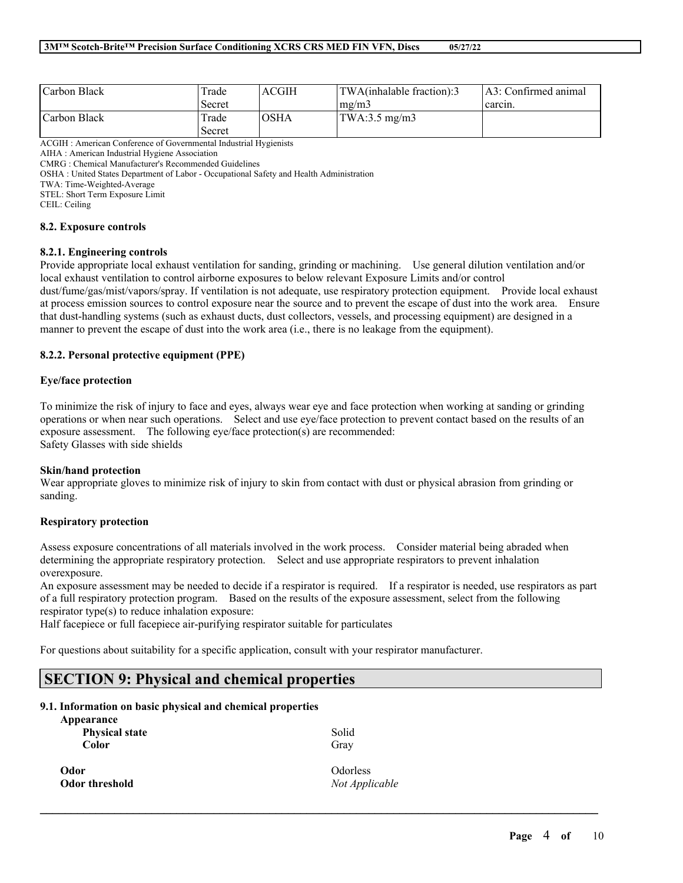| Carbon Black | Trade Secret | ACGIH | TWA(inhalable fraction):3 mg/m3 | A3: Confirmed animal carcin. |
|---|---|---|---|---|
| Carbon Black | Trade Secret | OSHA | TWA:3.5 mg/m3 | |

ACGIH : American Conference of Governmental Industrial Hygienists
AIHA : American Industrial Hygiene Association
CMRG : Chemical Manufacturer's Recommended Guidelines
OSHA : United States Department of Labor - Occupational Safety and Health Administration
TWA: Time-Weighted-Average
STEL: Short Term Exposure Limit
CEIL: Ceiling

### 8.2. Exposure controls

#### 8.2.1. Engineering controls

Provide appropriate local exhaust ventilation for sanding, grinding or machining. Use general dilution ventilation and/or local exhaust ventilation to control airborne exposures to below relevant Exposure Limits and/or control dust/fume/gas/mist/vapors/spray. If ventilation is not adequate, use respiratory protection equipment. Provide local exhaust at process emission sources to control exposure near the source and to prevent the escape of dust into the work area. Ensure that dust-handling systems (such as exhaust ducts, dust collectors, vessels, and processing equipment) are designed in a manner to prevent the escape of dust into the work area (i.e., there is no leakage from the equipment).

#### 8.2.2. Personal protective equipment (PPE)

**Eye/face protection**

To minimize the risk of injury to face and eyes, always wear eye and face protection when working at sanding or grinding operations or when near such operations. Select and use eye/face protection to prevent contact based on the results of an exposure assessment. The following eye/face protection(s) are recommended:
Safety Glasses with side shields

**Skin/hand protection**

Wear appropriate gloves to minimize risk of injury to skin from contact with dust or physical abrasion from grinding or sanding.

**Respiratory protection**

Assess exposure concentrations of all materials involved in the work process. Consider material being abraded when determining the appropriate respiratory protection. Select and use appropriate respirators to prevent inhalation overexposure.
An exposure assessment may be needed to decide if a respirator is required. If a respirator is needed, use respirators as part of a full respiratory protection program. Based on the results of the exposure assessment, select from the following respirator type(s) to reduce inhalation exposure:
Half facepiece or full facepiece air-purifying respirator suitable for particulates

For questions about suitability for a specific application, consult with your respirator manufacturer.

## SECTION 9: Physical and chemical properties

### 9.1. Information on basic physical and chemical properties

**Appearance**

| | |
|---|---|
| **Physical state** | Solid |
| **Color** | Gray |
| **Odor** | Odorless |
| **Odor threshold** | *Not Applicable* |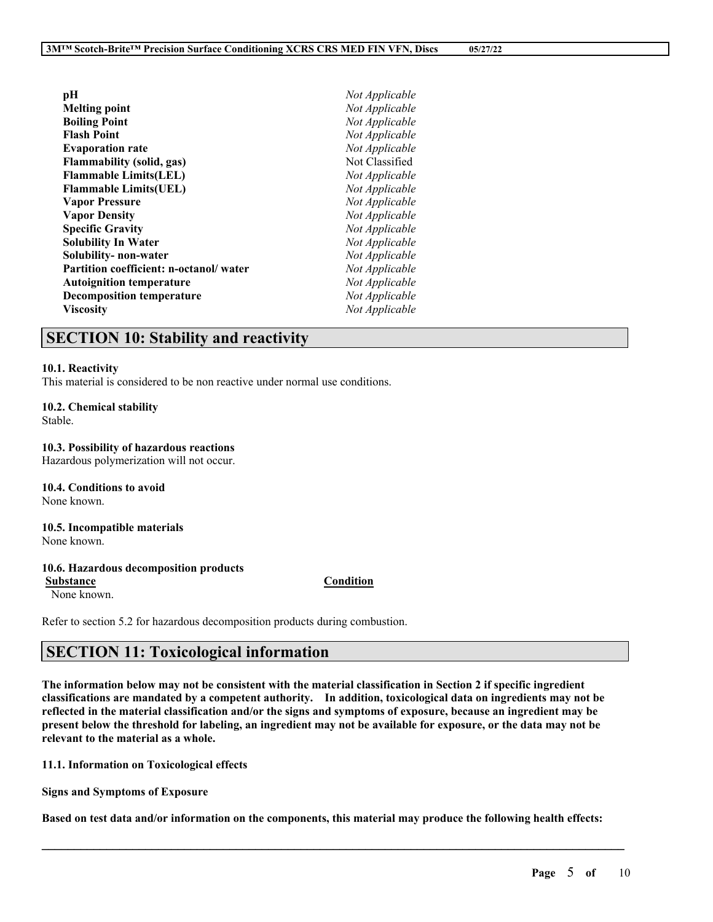| | |
|---|---|
| **pH** | *Not Applicable* |
| **Melting point** | *Not Applicable* |
| **Boiling Point** | *Not Applicable* |
| **Flash Point** | *Not Applicable* |
| **Evaporation rate** | *Not Applicable* |
| **Flammability (solid, gas)** | Not Classified |
| **Flammable Limits(LEL)** | *Not Applicable* |
| **Flammable Limits(UEL)** | *Not Applicable* |
| **Vapor Pressure** | *Not Applicable* |
| **Vapor Density** | *Not Applicable* |
| **Specific Gravity** | *Not Applicable* |
| **Solubility In Water** | *Not Applicable* |
| **Solubility- non-water** | *Not Applicable* |
| **Partition coefficient: n-octanol/ water** | *Not Applicable* |
| **Autoignition temperature** | *Not Applicable* |
| **Decomposition temperature** | *Not Applicable* |
| **Viscosity** | *Not Applicable* |

## SECTION 10: Stability and reactivity

**10.1. Reactivity**
This material is considered to be non reactive under normal use conditions.

**10.2. Chemical stability**
Stable.

**10.3. Possibility of hazardous reactions**
Hazardous polymerization will not occur.

**10.4. Conditions to avoid**
None known.

**10.5. Incompatible materials**
None known.

**10.6. Hazardous decomposition products**

| **Substance** | **Condition** |
|---|---|
| None known. | |

Refer to section 5.2 for hazardous decomposition products during combustion.

## SECTION 11: Toxicological information

**The information below may not be consistent with the material classification in Section 2 if specific ingredient classifications are mandated by a competent authority. In addition, toxicological data on ingredients may not be reflected in the material classification and/or the signs and symptoms of exposure, because an ingredient may be present below the threshold for labeling, an ingredient may not be available for exposure, or the data may not be relevant to the material as a whole.**

**11.1. Information on Toxicological effects**

**Signs and Symptoms of Exposure**

**Based on test data and/or information on the components, this material may produce the following health effects:**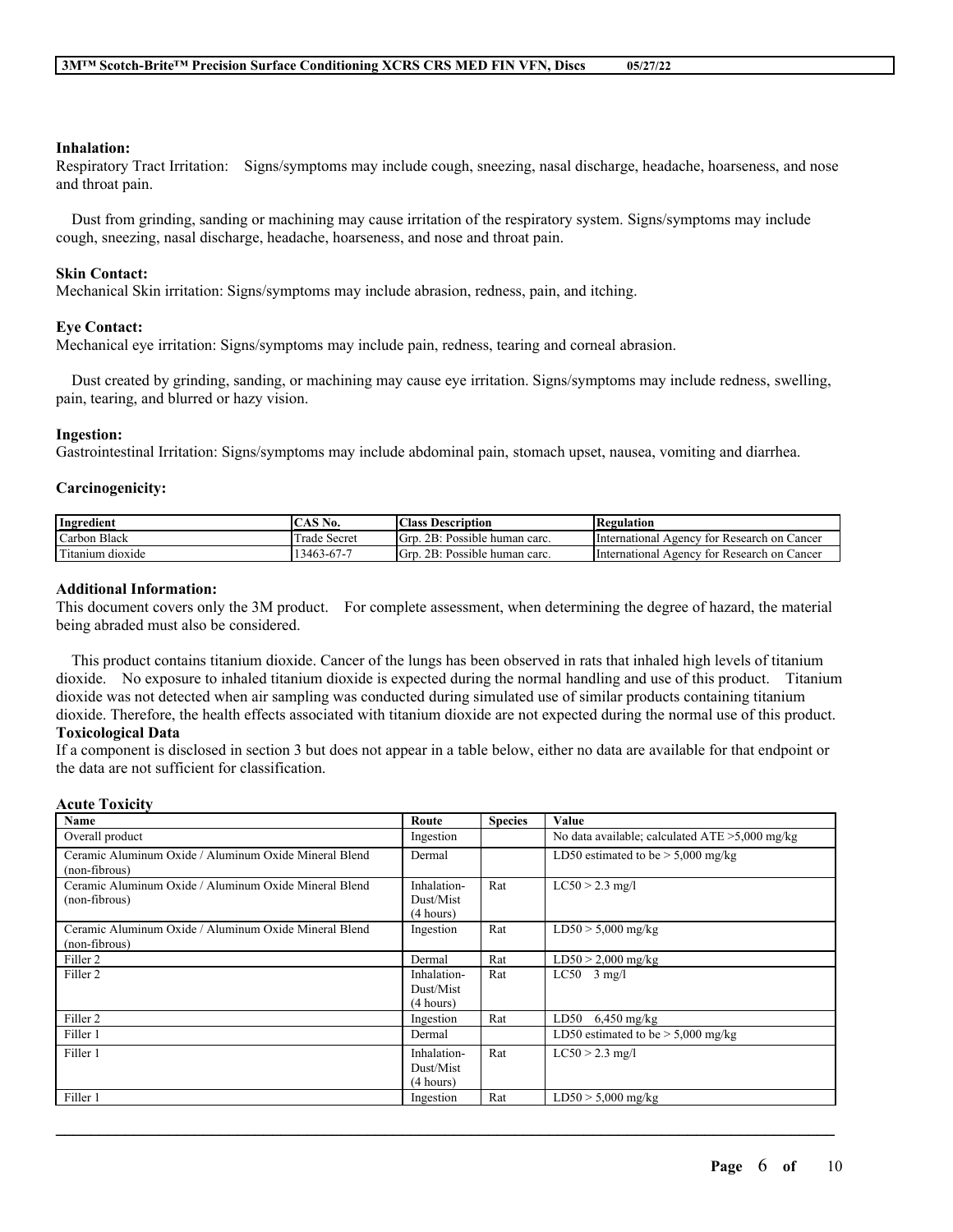**Inhalation:**

Respiratory Tract Irritation: Signs/symptoms may include cough, sneezing, nasal discharge, headache, hoarseness, and nose and throat pain.

Dust from grinding, sanding or machining may cause irritation of the respiratory system. Signs/symptoms may include cough, sneezing, nasal discharge, headache, hoarseness, and nose and throat pain.

**Skin Contact:**

Mechanical Skin irritation: Signs/symptoms may include abrasion, redness, pain, and itching.

**Eye Contact:**

Mechanical eye irritation: Signs/symptoms may include pain, redness, tearing and corneal abrasion.

Dust created by grinding, sanding, or machining may cause eye irritation. Signs/symptoms may include redness, swelling, pain, tearing, and blurred or hazy vision.

**Ingestion:**

Gastrointestinal Irritation: Signs/symptoms may include abdominal pain, stomach upset, nausea, vomiting and diarrhea.

**Carcinogenicity:**

| Ingredient | CAS No. | Class Description | Regulation |
|---|---|---|---|
| Carbon Black | Trade Secret | Grp. 2B: Possible human carc. | International Agency for Research on Cancer |
| Titanium dioxide | 13463-67-7 | Grp. 2B: Possible human carc. | International Agency for Research on Cancer |

**Additional Information:**

This document covers only the 3M product. For complete assessment, when determining the degree of hazard, the material being abraded must also be considered.

This product contains titanium dioxide. Cancer of the lungs has been observed in rats that inhaled high levels of titanium dioxide. No exposure to inhaled titanium dioxide is expected during the normal handling and use of this product. Titanium dioxide was not detected when air sampling was conducted during simulated use of similar products containing titanium dioxide. Therefore, the health effects associated with titanium dioxide are not expected during the normal use of this product.

**Toxicological Data**

If a component is disclosed in section 3 but does not appear in a table below, either no data are available for that endpoint or the data are not sufficient for classification.

**Acute Toxicity**

| Name | Route | Species | Value |
|---|---|---|---|
| Overall product | Ingestion | | No data available; calculated ATE >5,000 mg/kg |
| Ceramic Aluminum Oxide / Aluminum Oxide Mineral Blend (non-fibrous) | Dermal | | LD50 estimated to be > 5,000 mg/kg |
| Ceramic Aluminum Oxide / Aluminum Oxide Mineral Blend (non-fibrous) | Inhalation-Dust/Mist (4 hours) | Rat | LC50 > 2.3 mg/l |
| Ceramic Aluminum Oxide / Aluminum Oxide Mineral Blend (non-fibrous) | Ingestion | Rat | LD50 > 5,000 mg/kg |
| Filler 2 | Dermal | Rat | LD50 > 2,000 mg/kg |
| Filler 2 | Inhalation-Dust/Mist (4 hours) | Rat | LC50 3 mg/l |
| Filler 2 | Ingestion | Rat | LD50 6,450 mg/kg |
| Filler 1 | Dermal | | LD50 estimated to be > 5,000 mg/kg |
| Filler 1 | Inhalation-Dust/Mist (4 hours) | Rat | LC50 > 2.3 mg/l |
| Filler 1 | Ingestion | Rat | LD50 > 5,000 mg/kg |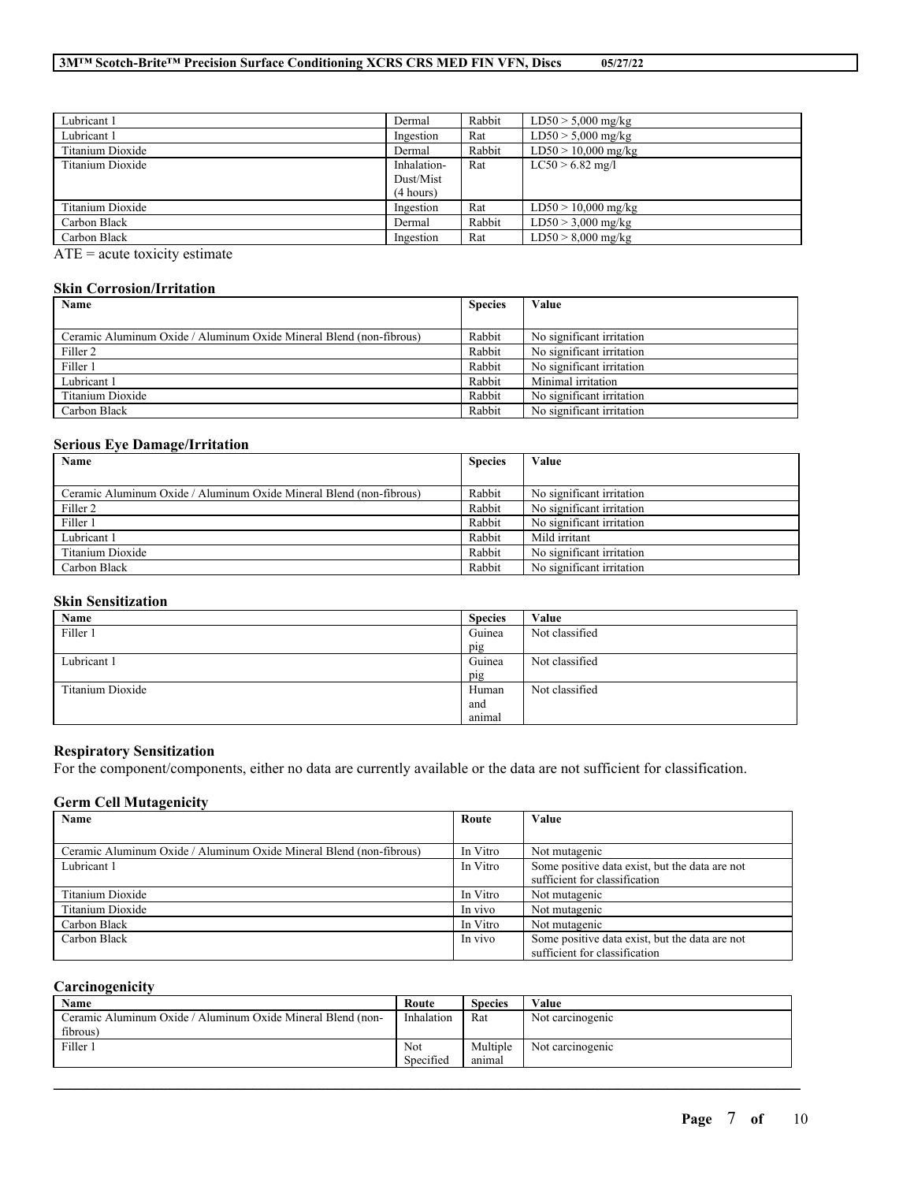| Lubricant 1 | Dermal | Rabbit | LD50 > 5,000 mg/kg |
|---|---|---|---|
| Lubricant 1 | Ingestion | Rat | LD50 > 5,000 mg/kg |
| Titanium Dioxide | Dermal | Rabbit | LD50 > 10,000 mg/kg |
| Titanium Dioxide | Inhalation-Dust/Mist (4 hours) | Rat | LC50 > 6.82 mg/l |
| Titanium Dioxide | Ingestion | Rat | LD50 > 10,000 mg/kg |
| Carbon Black | Dermal | Rabbit | LD50 > 3,000 mg/kg |
| Carbon Black | Ingestion | Rat | LD50 > 8,000 mg/kg |

ATE = acute toxicity estimate

### Skin Corrosion/Irritation

| Name | Species | Value |
|---|---|---|
| Ceramic Aluminum Oxide / Aluminum Oxide Mineral Blend (non-fibrous) | Rabbit | No significant irritation |
| Filler 2 | Rabbit | No significant irritation |
| Filler 1 | Rabbit | No significant irritation |
| Lubricant 1 | Rabbit | Minimal irritation |
| Titanium Dioxide | Rabbit | No significant irritation |
| Carbon Black | Rabbit | No significant irritation |

### Serious Eye Damage/Irritation

| Name | Species | Value |
|---|---|---|
| Ceramic Aluminum Oxide / Aluminum Oxide Mineral Blend (non-fibrous) | Rabbit | No significant irritation |
| Filler 2 | Rabbit | No significant irritation |
| Filler 1 | Rabbit | No significant irritation |
| Lubricant 1 | Rabbit | Mild irritant |
| Titanium Dioxide | Rabbit | No significant irritation |
| Carbon Black | Rabbit | No significant irritation |

### Skin Sensitization

| Name | Species | Value |
|---|---|---|
| Filler 1 | Guinea pig | Not classified |
| Lubricant 1 | Guinea pig | Not classified |
| Titanium Dioxide | Human and animal | Not classified |

### Respiratory Sensitization

For the component/components, either no data are currently available or the data are not sufficient for classification.

### Germ Cell Mutagenicity

| Name | Route | Value |
|---|---|---|
| Ceramic Aluminum Oxide / Aluminum Oxide Mineral Blend (non-fibrous) | In Vitro | Not mutagenic |
| Lubricant 1 | In Vitro | Some positive data exist, but the data are not sufficient for classification |
| Titanium Dioxide | In Vitro | Not mutagenic |
| Titanium Dioxide | In vivo | Not mutagenic |
| Carbon Black | In Vitro | Not mutagenic |
| Carbon Black | In vivo | Some positive data exist, but the data are not sufficient for classification |

### Carcinogenicity

| Name | Route | Species | Value |
|---|---|---|---|
| Ceramic Aluminum Oxide / Aluminum Oxide Mineral Blend (non-fibrous) | Inhalation | Rat | Not carcinogenic |
| Filler 1 | Not Specified | Multiple animal | Not carcinogenic |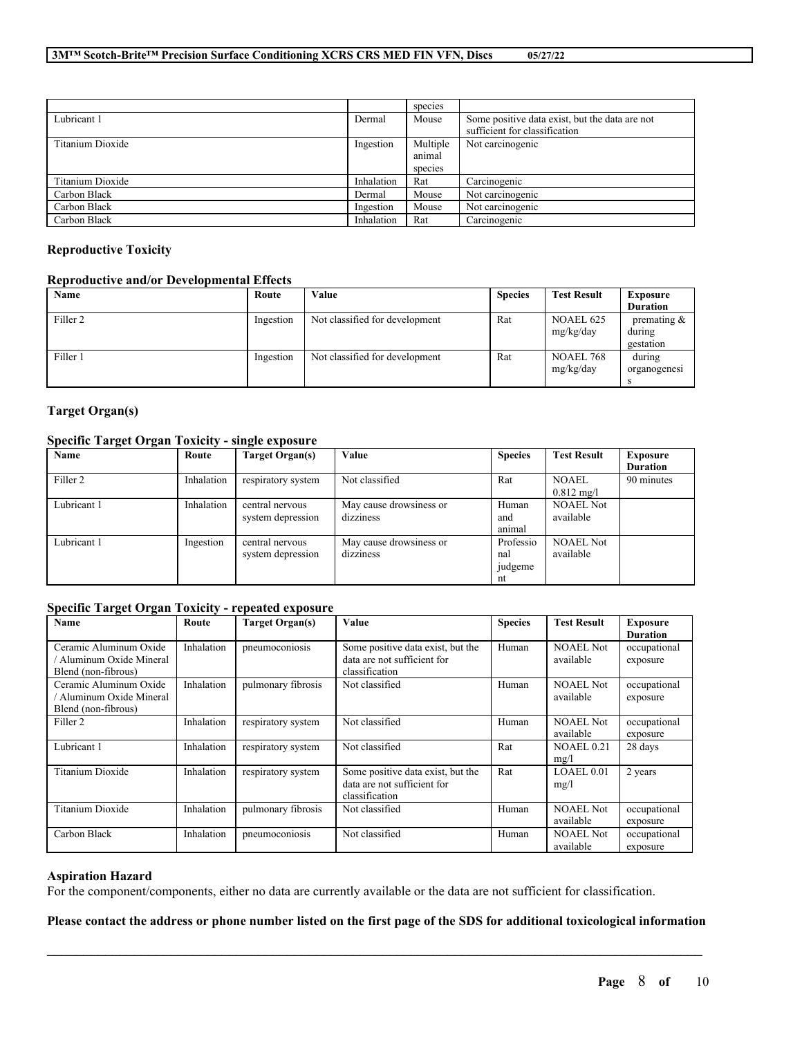| | | species | |
|---|---|---|---|
| Lubricant 1 | Dermal | Mouse | Some positive data exist, but the data are not sufficient for classification |
| Titanium Dioxide | Ingestion | Multiple animal species | Not carcinogenic |
| Titanium Dioxide | Inhalation | Rat | Carcinogenic |
| Carbon Black | Dermal | Mouse | Not carcinogenic |
| Carbon Black | Ingestion | Mouse | Not carcinogenic |
| Carbon Black | Inhalation | Rat | Carcinogenic |

### Reproductive Toxicity

#### Reproductive and/or Developmental Effects

| Name | Route | Value | Species | Test Result | Exposure Duration |
|---|---|---|---|---|---|
| Filler 2 | Ingestion | Not classified for development | Rat | NOAEL 625 mg/kg/day | premating & during gestation |
| Filler 1 | Ingestion | Not classified for development | Rat | NOAEL 768 mg/kg/day | during organogenesis |

### Target Organ(s)

#### Specific Target Organ Toxicity - single exposure

| Name | Route | Target Organ(s) | Value | Species | Test Result | Exposure Duration |
|---|---|---|---|---|---|---|
| Filler 2 | Inhalation | respiratory system | Not classified | Rat | NOAEL 0.812 mg/l | 90 minutes |
| Lubricant 1 | Inhalation | central nervous system depression | May cause drowsiness or dizziness | Human and animal | NOAEL Not available | |
| Lubricant 1 | Ingestion | central nervous system depression | May cause drowsiness or dizziness | Professional judgement | NOAEL Not available | |

#### Specific Target Organ Toxicity - repeated exposure

| Name | Route | Target Organ(s) | Value | Species | Test Result | Exposure Duration |
|---|---|---|---|---|---|---|
| Ceramic Aluminum Oxide / Aluminum Oxide Mineral Blend (non-fibrous) | Inhalation | pneumoconiosis | Some positive data exist, but the data are not sufficient for classification | Human | NOAEL Not available | occupational exposure |
| Ceramic Aluminum Oxide / Aluminum Oxide Mineral Blend (non-fibrous) | Inhalation | pulmonary fibrosis | Not classified | Human | NOAEL Not available | occupational exposure |
| Filler 2 | Inhalation | respiratory system | Not classified | Human | NOAEL Not available | occupational exposure |
| Lubricant 1 | Inhalation | respiratory system | Not classified | Rat | NOAEL 0.21 mg/l | 28 days |
| Titanium Dioxide | Inhalation | respiratory system | Some positive data exist, but the data are not sufficient for classification | Rat | LOAEL 0.01 mg/l | 2 years |
| Titanium Dioxide | Inhalation | pulmonary fibrosis | Not classified | Human | NOAEL Not available | occupational exposure |
| Carbon Black | Inhalation | pneumoconiosis | Not classified | Human | NOAEL Not available | occupational exposure |

### Aspiration Hazard

For the component/components, either no data are currently available or the data are not sufficient for classification.

**Please contact the address or phone number listed on the first page of the SDS for additional toxicological information**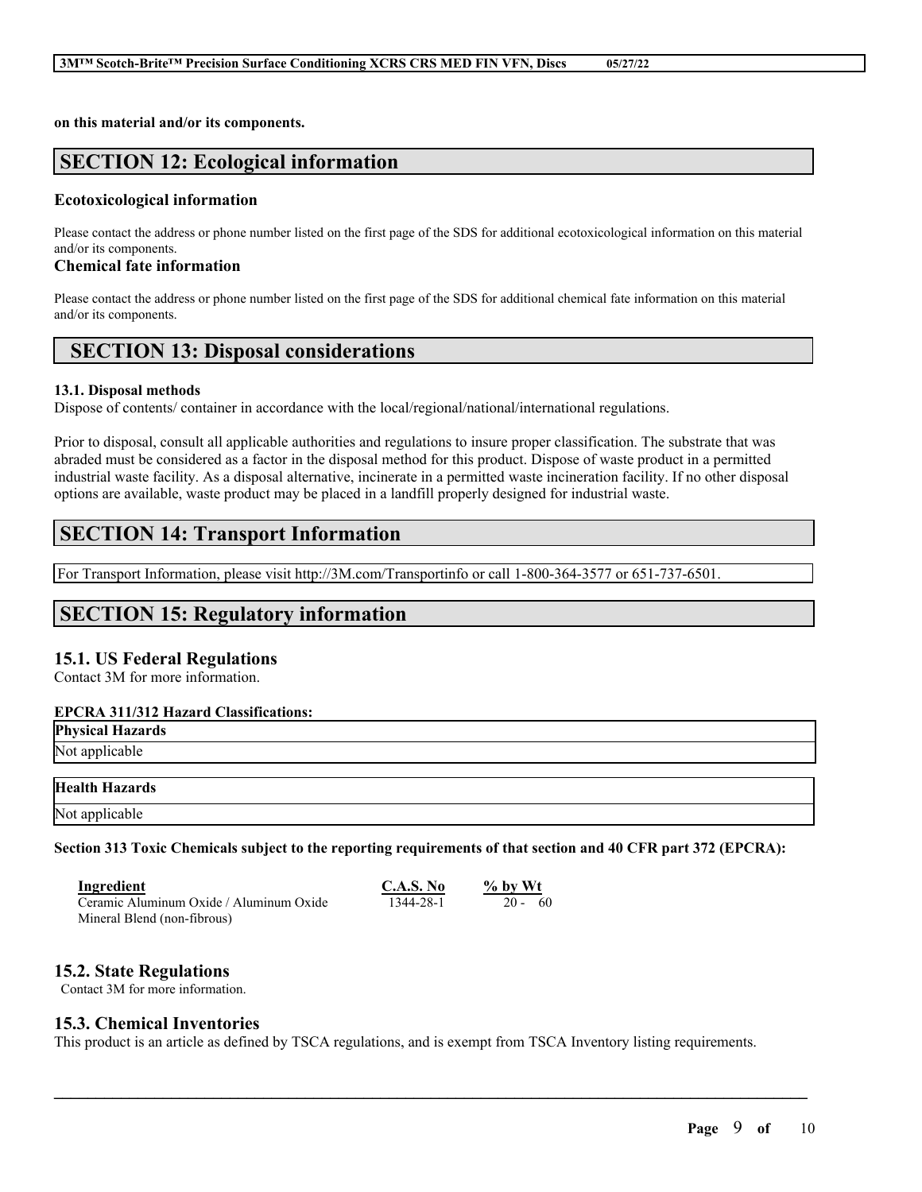**on this material and/or its components.**

## SECTION 12: Ecological information

### Ecotoxicological information

Please contact the address or phone number listed on the first page of the SDS for additional ecotoxicological information on this material and/or its components.

### Chemical fate information

Please contact the address or phone number listed on the first page of the SDS for additional chemical fate information on this material and/or its components.

## SECTION 13: Disposal considerations

**13.1. Disposal methods**

Dispose of contents/ container in accordance with the local/regional/national/international regulations.

Prior to disposal, consult all applicable authorities and regulations to insure proper classification. The substrate that was abraded must be considered as a factor in the disposal method for this product. Dispose of waste product in a permitted industrial waste facility. As a disposal alternative, incinerate in a permitted waste incineration facility. If no other disposal options are available, waste product may be placed in a landfill properly designed for industrial waste.

## SECTION 14: Transport Information

For Transport Information, please visit http://3M.com/Transportinfo or call 1-800-364-3577 or 651-737-6501.

## SECTION 15: Regulatory information

### 15.1. US Federal Regulations

Contact 3M for more information.

**EPCRA 311/312 Hazard Classifications:**

| Physical Hazards |
| --- |
| Not applicable |

| Health Hazards |
| --- |
| Not applicable |

**Section 313 Toxic Chemicals subject to the reporting requirements of that section and 40 CFR part 372 (EPCRA):**

| Ingredient | C.A.S. No | % by Wt |
| --- | --- | --- |
| Ceramic Aluminum Oxide / Aluminum Oxide Mineral Blend (non-fibrous) | 1344-28-1 | 20 - 60 |

### 15.2. State Regulations

Contact 3M for more information.

### 15.3. Chemical Inventories

This product is an article as defined by TSCA regulations, and is exempt from TSCA Inventory listing requirements.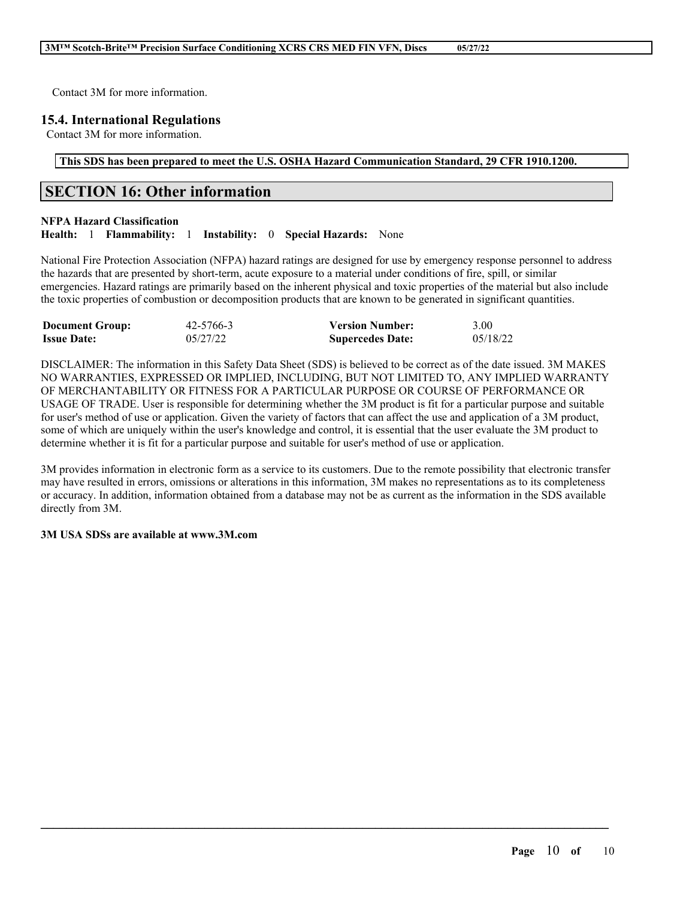Contact 3M for more information.

### 15.4. International Regulations

Contact 3M for more information.

**This SDS has been prepared to meet the U.S. OSHA Hazard Communication Standard, 29 CFR 1910.1200.**

## SECTION 16: Other information

**NFPA Hazard Classification**

**Health:** 1 **Flammability:** 1 **Instability:** 0 **Special Hazards:** None

National Fire Protection Association (NFPA) hazard ratings are designed for use by emergency response personnel to address the hazards that are presented by short-term, acute exposure to a material under conditions of fire, spill, or similar emergencies. Hazard ratings are primarily based on the inherent physical and toxic properties of the material but also include the toxic properties of combustion or decomposition products that are known to be generated in significant quantities.

| | | | |
|---|---|---|---|
| **Document Group:** | 42-5766-3 | **Version Number:** | 3.00 |
| **Issue Date:** | 05/27/22 | **Supercedes Date:** | 05/18/22 |

DISCLAIMER: The information in this Safety Data Sheet (SDS) is believed to be correct as of the date issued. 3M MAKES NO WARRANTIES, EXPRESSED OR IMPLIED, INCLUDING, BUT NOT LIMITED TO, ANY IMPLIED WARRANTY OF MERCHANTABILITY OR FITNESS FOR A PARTICULAR PURPOSE OR COURSE OF PERFORMANCE OR USAGE OF TRADE. User is responsible for determining whether the 3M product is fit for a particular purpose and suitable for user's method of use or application. Given the variety of factors that can affect the use and application of a 3M product, some of which are uniquely within the user's knowledge and control, it is essential that the user evaluate the 3M product to determine whether it is fit for a particular purpose and suitable for user's method of use or application.

3M provides information in electronic form as a service to its customers. Due to the remote possibility that electronic transfer may have resulted in errors, omissions or alterations in this information, 3M makes no representations as to its completeness or accuracy. In addition, information obtained from a database may not be as current as the information in the SDS available directly from 3M.

**3M USA SDSs are available at www.3M.com**